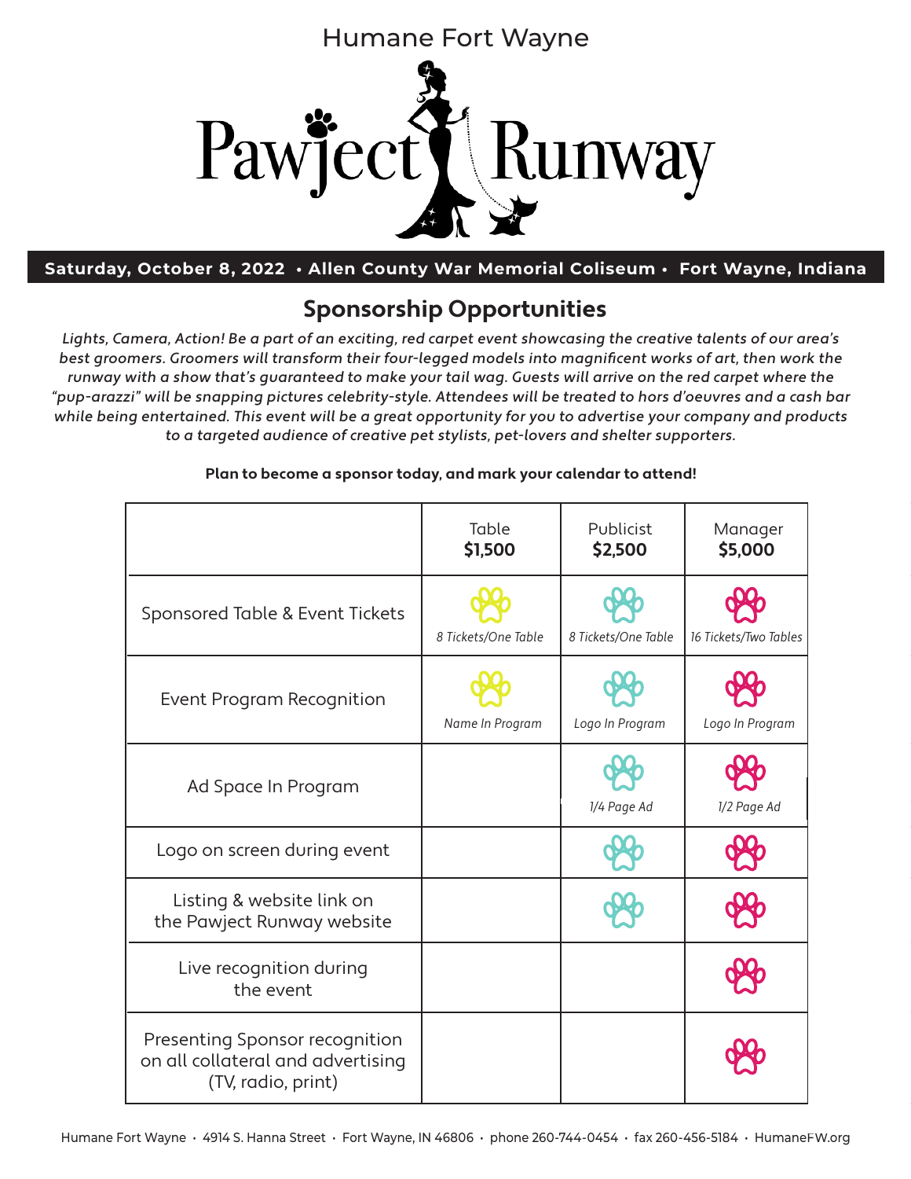Humane Fort Wayne

# Pawject Runway

**Saturday, October 8, 2022 • Allen County War Memorial Coliseum • Fort Wayne, Indiana**

## Sponsorship Opportunities

*Lights, Camera, Action! Be a part of an exciting, red carpet event showcasing the creative talents of our area's best groomers. Groomers will transform their four-legged models into magnificent works of art, then work the runway with a show that's guaranteed to make your tail wag. Guests will arrive on the red carpet where the "pup-arazzi" will be snapping pictures celebrity-style. Attendees will be treated to hors d'oeuvres and a cash bar while being entertained. This event will be a great opportunity for you to advertise your company and products to a targeted audience of creative pet stylists, pet-lovers and shelter supporters.*

**Plan to become a sponsor today, and mark your calendar to attend!**

| | Table **$1,500** | Publicist **$2,500** | Manager **$5,000** |
|---|---|---|---|
| Sponsored Table & Event Tickets | ✓ *8 Tickets/One Table* | ✓ *8 Tickets/One Table* | ✓ *16 Tickets/Two Tables* |
| Event Program Recognition | ✓ *Name In Program* | ✓ *Logo In Program* | ✓ *Logo In Program* |
| Ad Space In Program | | ✓ *1/4 Page Ad* | ✓ *1/2 Page Ad* |
| Logo on screen during event | | ✓ | ✓ |
| Listing & website link on the Pawject Runway website | | ✓ | ✓ |
| Live recognition during the event | | | ✓ |
| Presenting Sponsor recognition on all collateral and advertising (TV, radio, print) | | | ✓ |

Humane Fort Wayne • 4914 S. Hanna Street • Fort Wayne, IN 46806 • phone 260-744-0454 • fax 260-456-5184 • HumaneFW.org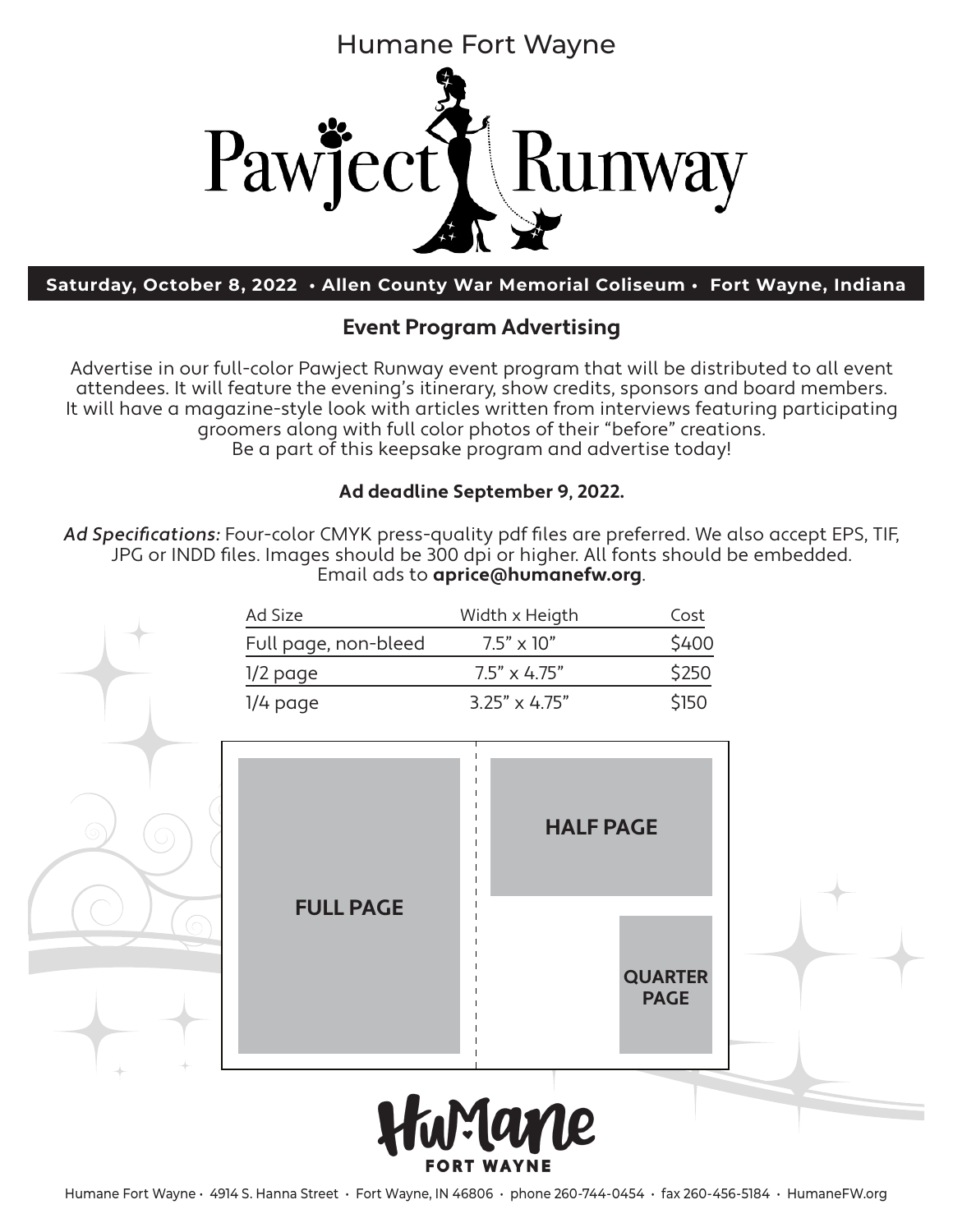Humane Fort Wayne

# Pawject Runway

**Saturday, October 8, 2022 • Allen County War Memorial Coliseum • Fort Wayne, Indiana**

## Event Program Advertising

Advertise in our full-color Pawject Runway event program that will be distributed to all event attendees. It will feature the evening's itinerary, show credits, sponsors and board members. It will have a magazine-style look with articles written from interviews featuring participating groomers along with full color photos of their "before" creations.
Be a part of this keepsake program and advertise today!

**Ad deadline September 9, 2022.**

*Ad Specifications:* Four-color CMYK press-quality pdf files are preferred. We also accept EPS, TIF, JPG or INDD files. Images should be 300 dpi or higher. All fonts should be embedded.
Email ads to **aprice@humanefw.org**.

| Ad Size | Width x Heigth | Cost |
| --- | --- | --- |
| Full page, non-bleed | 7.5" x 10" | $400 |
| 1/2 page | 7.5" x 4.75" | $250 |
| 1/4 page | 3.25" x 4.75" | $150 |

FULL PAGE

HALF PAGE

QUARTER PAGE

HuMane FORT WAYNE

Humane Fort Wayne • 4914 S. Hanna Street • Fort Wayne, IN 46806 • phone 260-744-0454 • fax 260-456-5184 • HumaneFW.org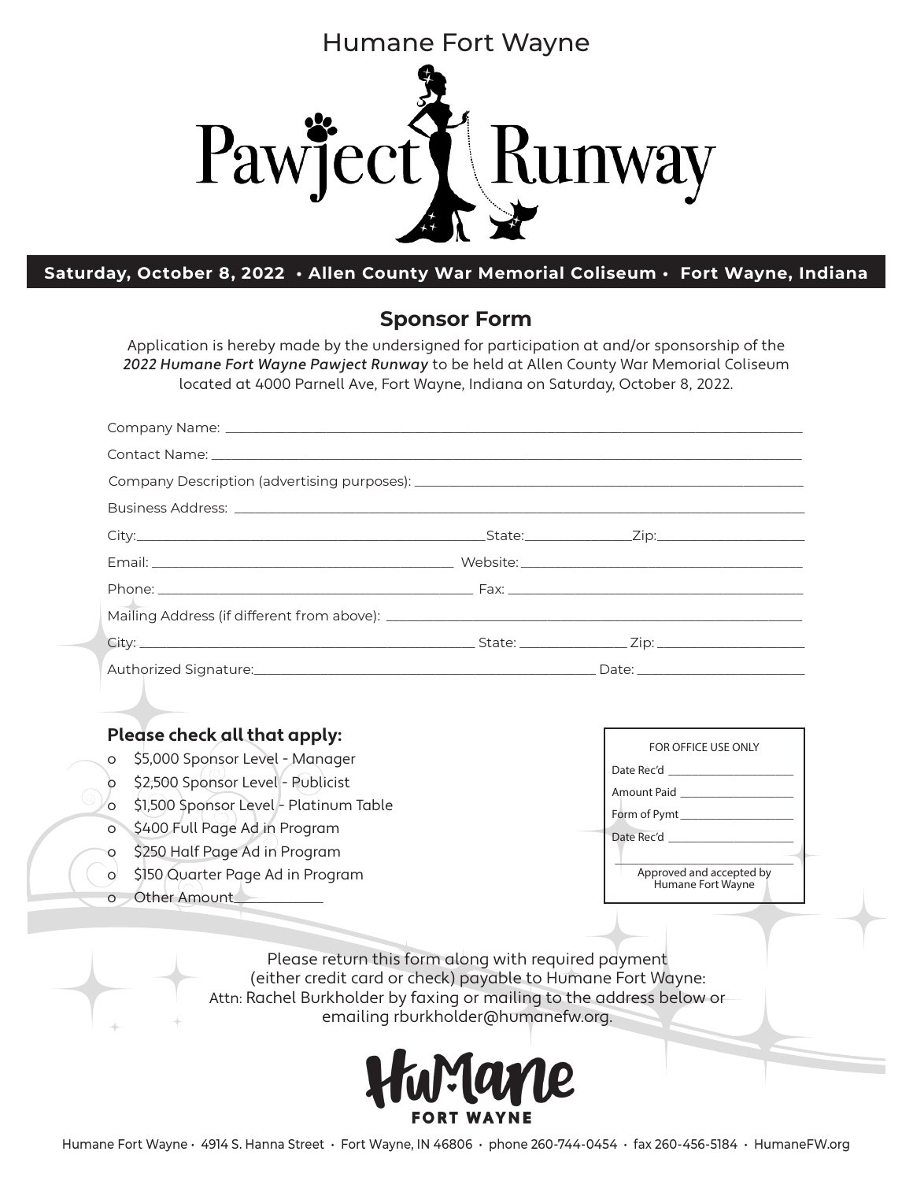Humane Fort Wayne

# Pawject Runway

**Saturday, October 8, 2022 • Allen County War Memorial Coliseum • Fort Wayne, Indiana**

## Sponsor Form

Application is hereby made by the undersigned for participation at and/or sponsorship of the *2022 Humane Fort Wayne Pawject Runway* to be held at Allen County War Memorial Coliseum located at 4000 Parnell Ave, Fort Wayne, Indiana on Saturday, October 8, 2022.

Company Name: ______________________________________________

Contact Name: ______________________________________________

Company Description (advertising purposes): ______________________________

Business Address: ______________________________________________

City: ______________________ State: __________ Zip: ______________

Email: ______________________ Website: ______________________

Phone: ______________________ Fax: ______________________

Mailing Address (if different from above): ______________________________

City: ______________________ State: __________ Zip: ______________

Authorized Signature: ______________________________ Date: ______________

**Please check all that apply:**

- o $5,000 Sponsor Level - Manager
- o $2,500 Sponsor Level - Publicist
- o $1,500 Sponsor Level - Platinum Table
- o $400 Full Page Ad in Program
- o $250 Half Page Ad in Program
- o $150 Quarter Page Ad in Program
- o Other Amount__________

FOR OFFICE USE ONLY

Date Rec'd ______________

Amount Paid ______________

Form of Pymt ______________

Date Rec'd ______________

______________________
Approved and accepted by Humane Fort Wayne

Please return this form along with required payment (either credit card or check) payable to Humane Fort Wayne: Attn: Rachel Burkholder by faxing or mailing to the address below or emailing rburkholder@humanefw.org.

HuMane FORT WAYNE

Humane Fort Wayne • 4914 S. Hanna Street • Fort Wayne, IN 46806 • phone 260-744-0454 • fax 260-456-5184 • HumaneFW.org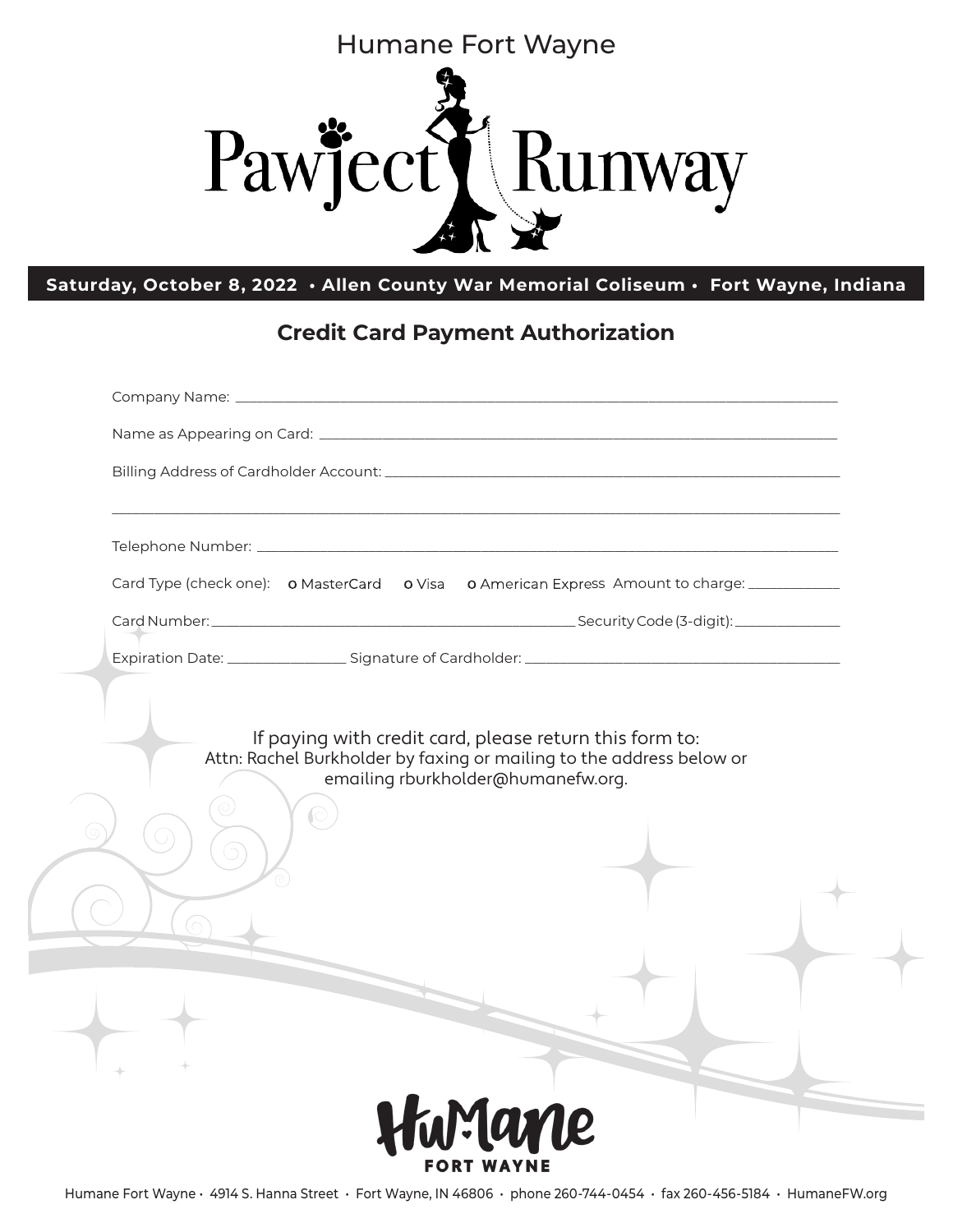Humane Fort Wayne

# Pawject Runway

**Saturday, October 8, 2022 • Allen County War Memorial Coliseum • Fort Wayne, Indiana**

## Credit Card Payment Authorization

Company Name: ______________________________________________

Name as Appearing on Card: ______________________________________________

Billing Address of Cardholder Account: ______________________________________________

______________________________________________

Telephone Number: ______________________________________________

Card Type (check one): o MasterCard o Visa o American Express Amount to charge: ____________

Card Number: ______________________________ Security Code (3-digit): ______________

Expiration Date: ______________ Signature of Cardholder: ______________________________

If paying with credit card, please return this form to:
Attn: Rachel Burkholder by faxing or mailing to the address below or emailing rburkholder@humanefw.org.

HuMane FORT WAYNE

Humane Fort Wayne • 4914 S. Hanna Street • Fort Wayne, IN 46806 • phone 260-744-0454 • fax 260-456-5184 • HumaneFW.org